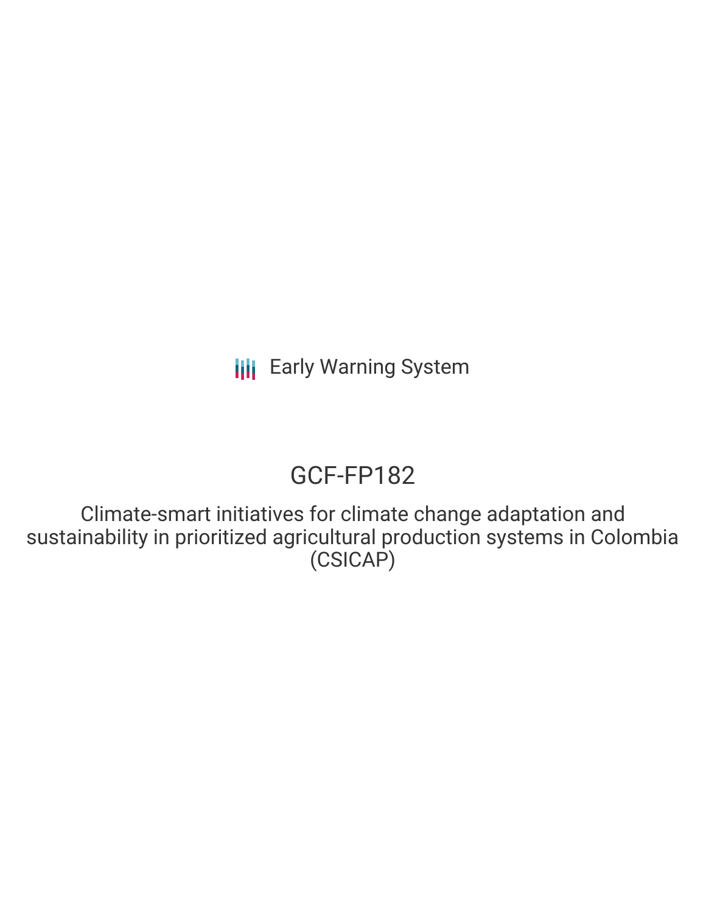Early Warning System

# GCF-FP182

Climate-smart initiatives for climate change adaptation and sustainability in prioritized agricultural production systems in Colombia (CSICAP)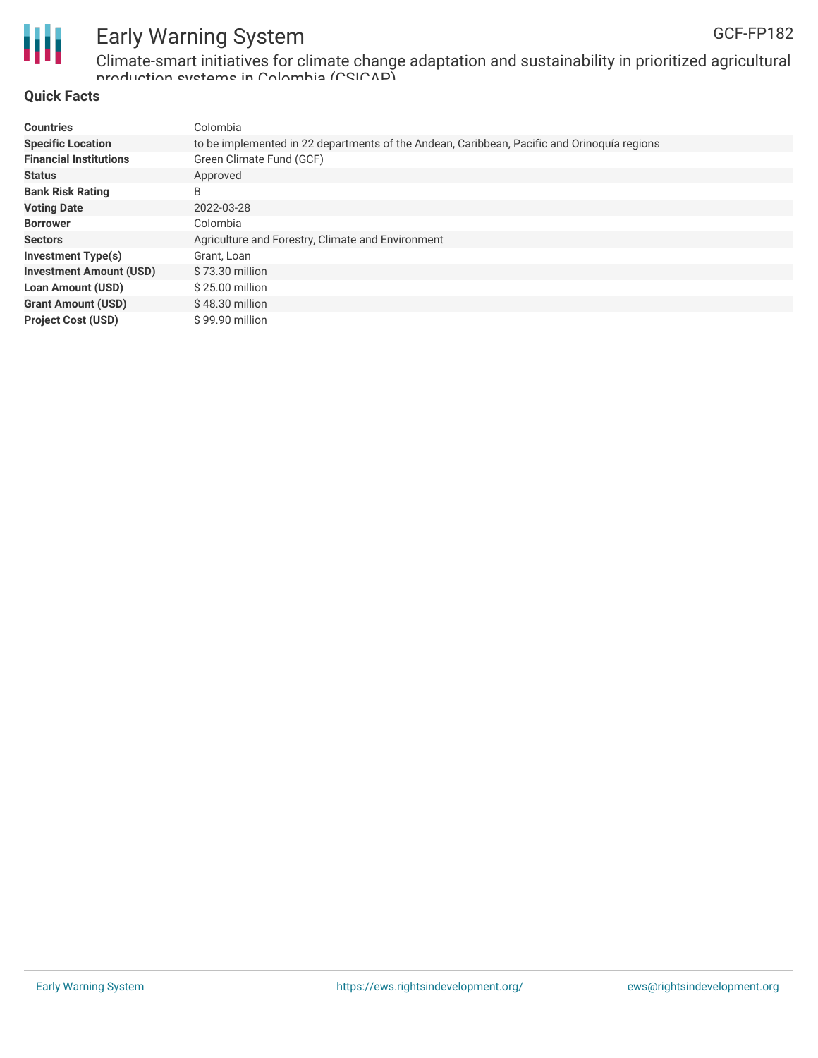## Quick Facts

| | |
|---|---|
| **Countries** | Colombia |
| **Specific Location** | to be implemented in 22 departments of the Andean, Caribbean, Pacific and Orinoquía regions |
| **Financial Institutions** | Green Climate Fund (GCF) |
| **Status** | Approved |
| **Bank Risk Rating** | B |
| **Voting Date** | 2022-03-28 |
| **Borrower** | Colombia |
| **Sectors** | Agriculture and Forestry, Climate and Environment |
| **Investment Type(s)** | Grant, Loan |
| **Investment Amount (USD)** | $ 73.30 million |
| **Loan Amount (USD)** | $ 25.00 million |
| **Grant Amount (USD)** | $ 48.30 million |
| **Project Cost (USD)** | $ 99.90 million |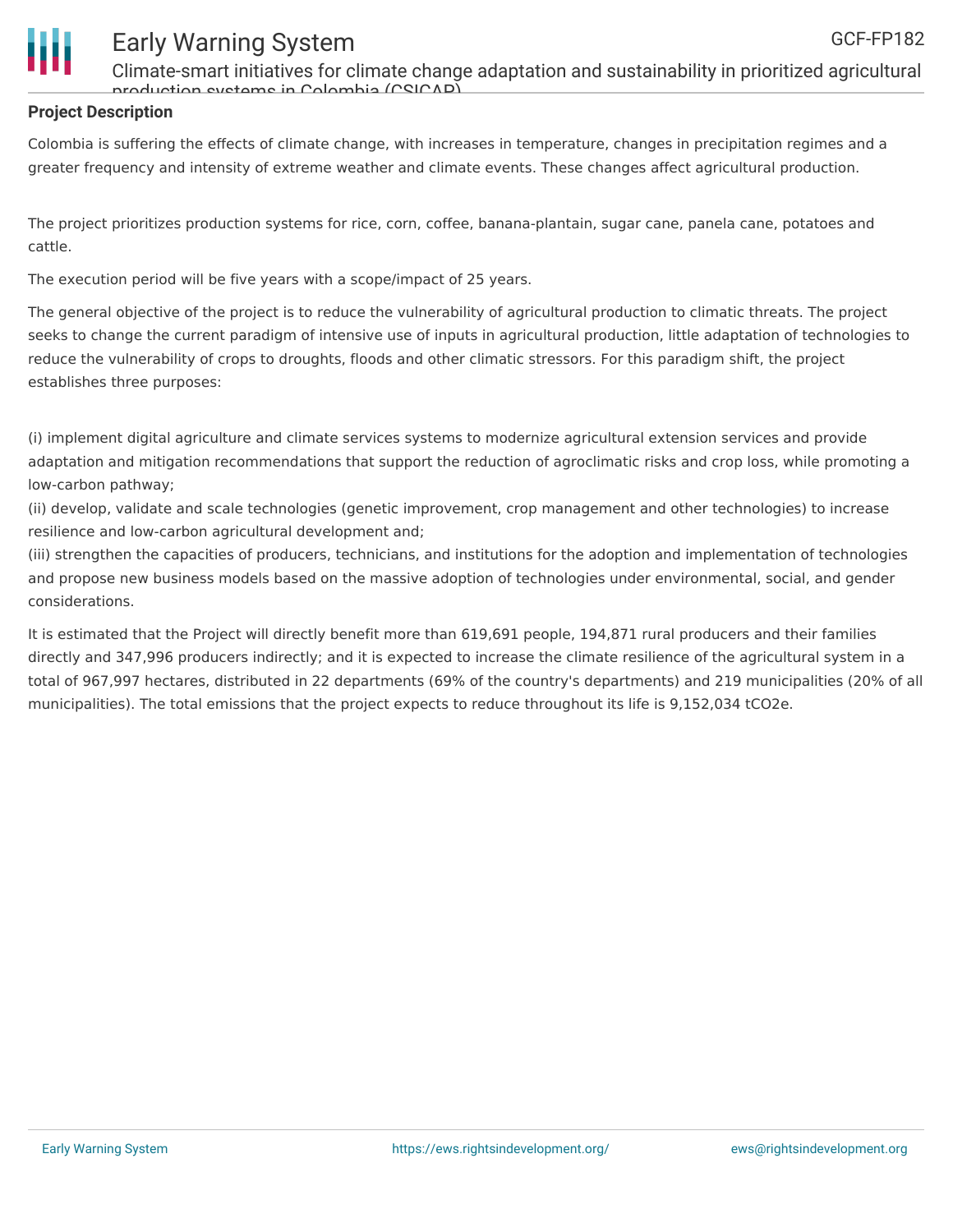**Project Description**

Colombia is suffering the effects of climate change, with increases in temperature, changes in precipitation regimes and a greater frequency and intensity of extreme weather and climate events. These changes affect agricultural production.

The project prioritizes production systems for rice, corn, coffee, banana-plantain, sugar cane, panela cane, potatoes and cattle.

The execution period will be five years with a scope/impact of 25 years.

The general objective of the project is to reduce the vulnerability of agricultural production to climatic threats. The project seeks to change the current paradigm of intensive use of inputs in agricultural production, little adaptation of technologies to reduce the vulnerability of crops to droughts, floods and other climatic stressors. For this paradigm shift, the project establishes three purposes:

(i) implement digital agriculture and climate services systems to modernize agricultural extension services and provide adaptation and mitigation recommendations that support the reduction of agroclimatic risks and crop loss, while promoting a low-carbon pathway;
(ii) develop, validate and scale technologies (genetic improvement, crop management and other technologies) to increase resilience and low-carbon agricultural development and;
(iii) strengthen the capacities of producers, technicians, and institutions for the adoption and implementation of technologies and propose new business models based on the massive adoption of technologies under environmental, social, and gender considerations.

It is estimated that the Project will directly benefit more than 619,691 people, 194,871 rural producers and their families directly and 347,996 producers indirectly; and it is expected to increase the climate resilience of the agricultural system in a total of 967,997 hectares, distributed in 22 departments (69% of the country's departments) and 219 municipalities (20% of all municipalities). The total emissions that the project expects to reduce throughout its life is 9,152,034 $tCO_2e$.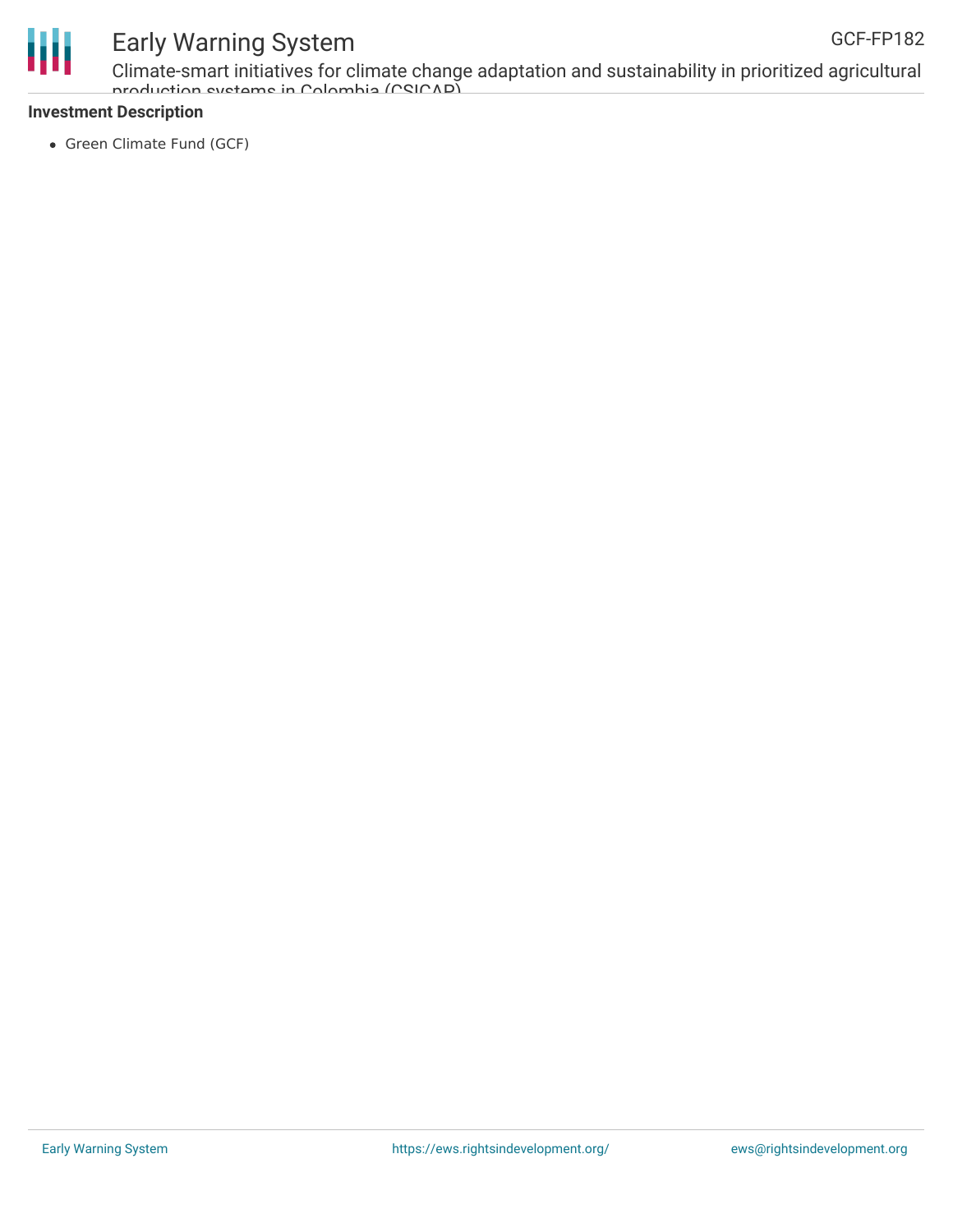**Investment Description**

- Green Climate Fund (GCF)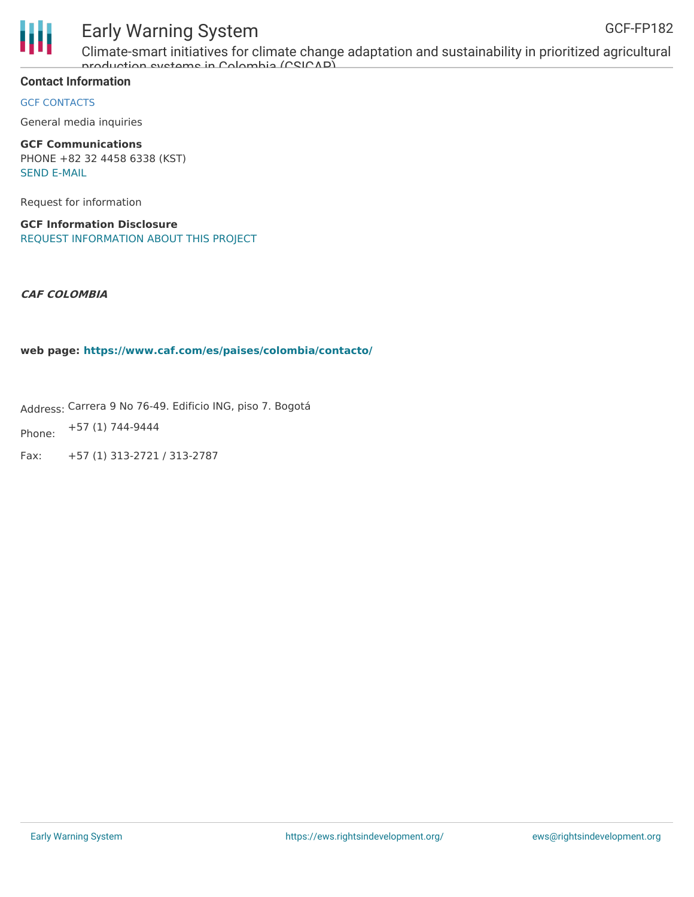**Contact Information**

GCF CONTACTS

General media inquiries

**GCF Communications**
PHONE +82 32 4458 6338 (KST)
SEND E-MAIL

Request for information

**GCF Information Disclosure**
REQUEST INFORMATION ABOUT THIS PROJECT

***CAF COLOMBIA***

**web page: https://www.caf.com/es/paises/colombia/contacto/**

Address: Carrera 9 No 76-49. Edificio ING, piso 7. Bogotá

Phone: +57 (1) 744-9444

Fax: +57 (1) 313-2721 / 313-2787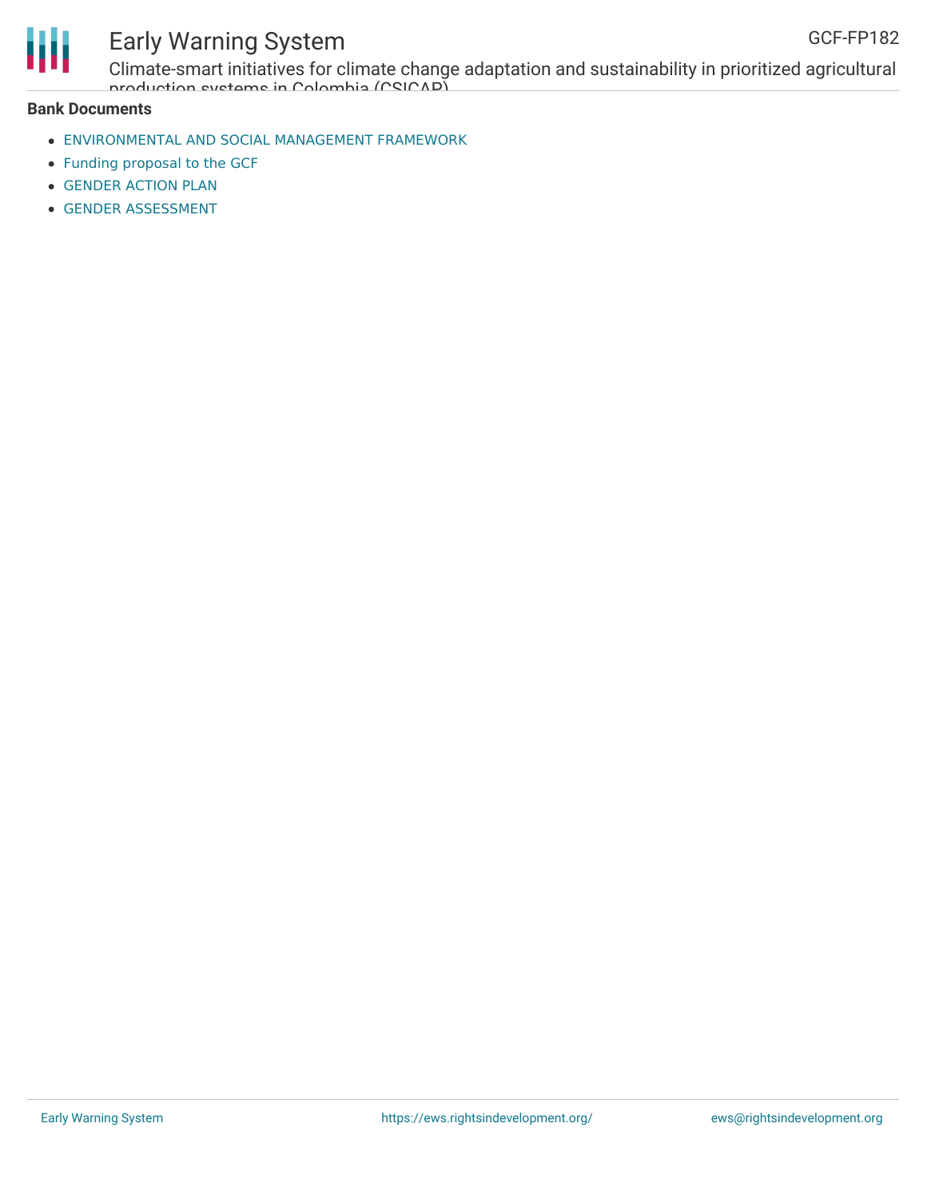## Bank Documents

- ENVIRONMENTAL AND SOCIAL MANAGEMENT FRAMEWORK
- Funding proposal to the GCF
- GENDER ACTION PLAN
- GENDER ASSESSMENT